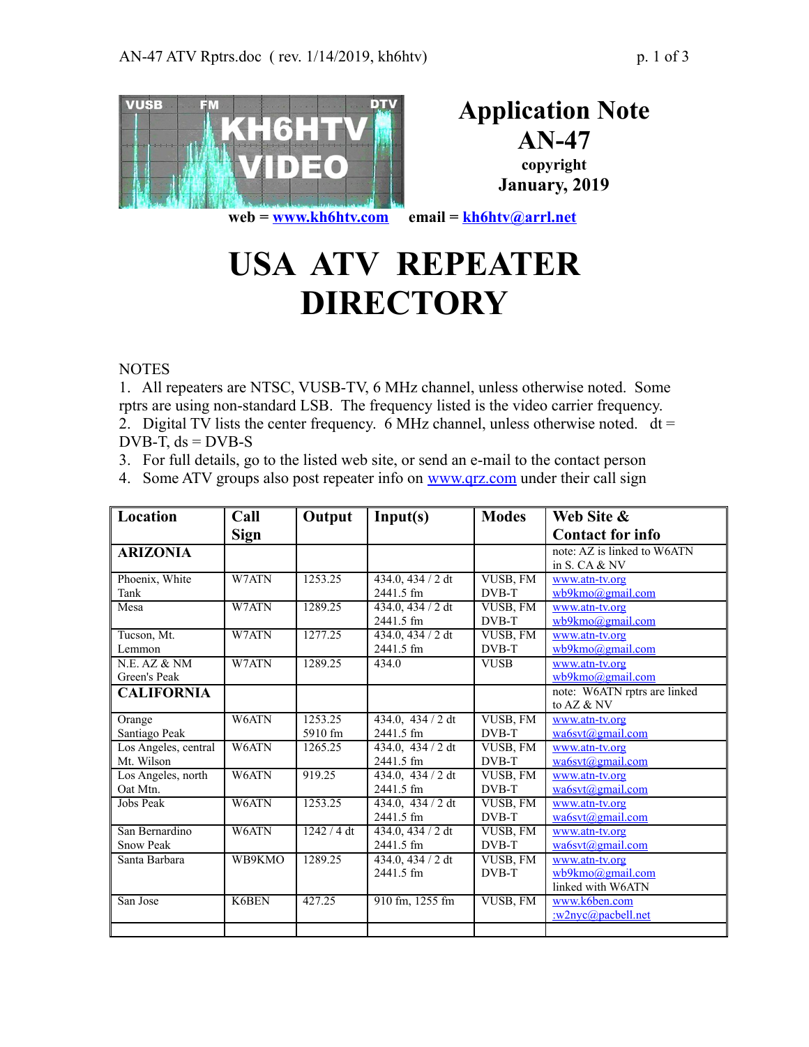# Application Note AN-47

copyright
January, 2019

web = www.kh6htv.com email = kh6htv@arrl.net

# USA ATV REPEATER DIRECTORY

NOTES

1. All repeaters are NTSC, VUSB-TV, 6 MHz channel, unless otherwise noted. Some rptrs are using non-standard LSB. The frequency listed is the video carrier frequency.
2. Digital TV lists the center frequency. 6 MHz channel, unless otherwise noted. dt = DVB-T, ds = DVB-S
3. For full details, go to the listed web site, or send an e-mail to the contact person
4. Some ATV groups also post repeater info on www.qrz.com under their call sign

| Location | Call Sign | Output | Input(s) | Modes | Web Site & Contact for info |
|---|---|---|---|---|---|
| **ARIZONA** | | | | | note: AZ is linked to W6ATN in S. CA & NV |
| Phoenix, White Tank | W7ATN | 1253.25 | 434.0, 434 / 2 dt 2441.5 fm | VUSB, FM DVB-T | www.atn-tv.org wb9kmo@gmail.com |
| Mesa | W7ATN | 1289.25 | 434.0, 434 / 2 dt 2441.5 fm | VUSB, FM DVB-T | www.atn-tv.org wb9kmo@gmail.com |
| Tucson, Mt. Lemmon | W7ATN | 1277.25 | 434.0, 434 / 2 dt 2441.5 fm | VUSB, FM DVB-T | www.atn-tv.org wb9kmo@gmail.com |
| N.E. AZ & NM Green's Peak | W7ATN | 1289.25 | 434.0 | VUSB | www.atn-tv.org wb9kmo@gmail.com |
| **CALIFORNIA** | | | | | note: W6ATN rptrs are linked to AZ & NV |
| Orange Santiago Peak | W6ATN | 1253.25 5910 fm | 434.0, 434 / 2 dt 2441.5 fm | VUSB, FM DVB-T | www.atn-tv.org wa6svt@gmail.com |
| Los Angeles, central Mt. Wilson | W6ATN | 1265.25 | 434.0, 434 / 2 dt 2441.5 fm | VUSB, FM DVB-T | www.atn-tv.org wa6svt@gmail.com |
| Los Angeles, north Oat Mtn. | W6ATN | 919.25 | 434.0, 434 / 2 dt 2441.5 fm | VUSB, FM DVB-T | www.atn-tv.org wa6svt@gmail.com |
| Jobs Peak | W6ATN | 1253.25 | 434.0, 434 / 2 dt 2441.5 fm | VUSB, FM DVB-T | www.atn-tv.org wa6svt@gmail.com |
| San Bernardino Snow Peak | W6ATN | 1242 / 4 dt | 434.0, 434 / 2 dt 2441.5 fm | VUSB, FM DVB-T | www.atn-tv.org wa6svt@gmail.com |
| Santa Barbara | WB9KMO | 1289.25 | 434.0, 434 / 2 dt 2441.5 fm | VUSB, FM DVB-T | www.atn-tv.org wb9kmo@gmail.com linked with W6ATN |
| San Jose | K6BEN | 427.25 | 910 fm, 1255 fm | VUSB, FM | www.k6ben.com :w2nyc@pacbell.net |
| | | | | | |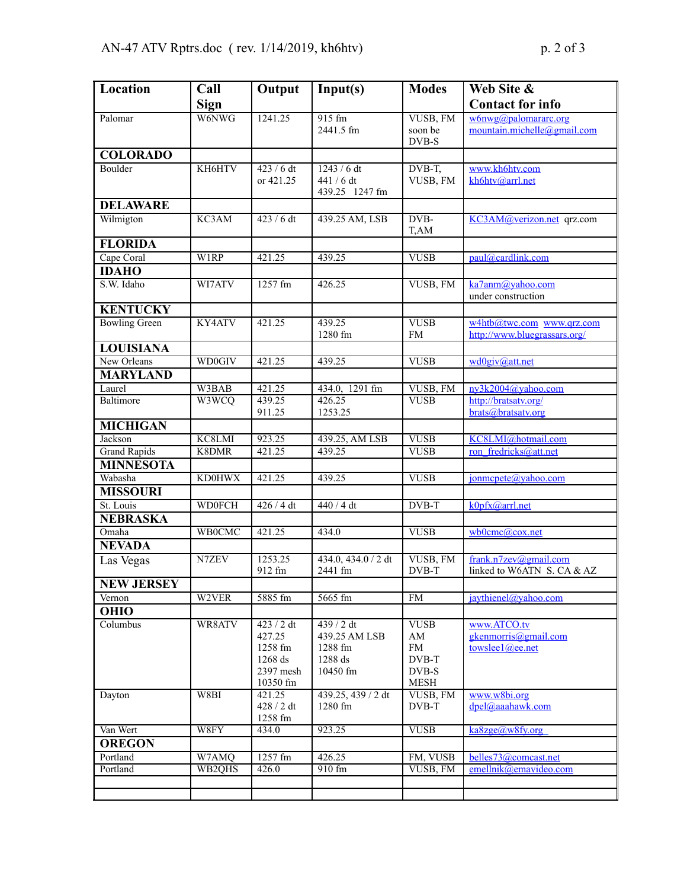| Location | Call Sign | Output | Input(s) | Modes | Web Site & Contact for info |
|---|---|---|---|---|---|
| Palomar | W6NWG | 1241.25 | 915 fm<br>2441.5 fm | VUSB, FM<br>soon be<br>DVB-S | w6nwg@palomararc.org<br>mountain.michelle@gmail.com |
| **COLORADO** | | | | | |
| Boulder | KH6HTV | 423 / 6 dt<br>or 421.25 | 1243 / 6 dt<br>441 / 6 dt<br>439.25 1247 fm | DVB-T,<br>VUSB, FM | www.kh6htv.com<br>kh6htv@arrl.net |
| **DELAWARE** | | | | | |
| Wilmigton | KC3AM | 423 / 6 dt | 439.25 AM, LSB | DVB-T,AM | KC3AM@verizon.net qrz.com |
| **FLORIDA** | | | | | |
| Cape Coral | W1RP | 421.25 | 439.25 | VUSB | paul@cardlink.com |
| **IDAHO** | | | | | |
| S.W. Idaho | WI7ATV | 1257 fm | 426.25 | VUSB, FM | ka7anm@yahoo.com<br>under construction |
| **KENTUCKY** | | | | | |
| Bowling Green | KY4ATV | 421.25 | 439.25<br>1280 fm | VUSB<br>FM | w4htb@twc.com www.qrz.com<br>http://www.bluegrassars.org/ |
| **LOUISIANA** | | | | | |
| New Orleans | WD0GIV | 421.25 | 439.25 | VUSB | wd0giv@att.net |
| **MARYLAND** | | | | | |
| Laurel | W3BAB | 421.25 | 434.0, 1291 fm | VUSB, FM | ny3k2004@yahoo.com |
| Baltimore | W3WCQ | 439.25<br>911.25 | 426.25<br>1253.25 | VUSB | http://bratsatv.org/<br>brats@bratsatv.org |
| **MICHIGAN** | | | | | |
| Jackson | KC8LMI | 923.25 | 439.25, AM LSB | VUSB | KC8LMI@hotmail.com |
| Grand Rapids | K8DMR | 421.25 | 439.25 | VUSB | ron_fredricks@att.net |
| **MINNESOTA** | | | | | |
| Wabasha | KD0HWX | 421.25 | 439.25 | VUSB | jonmcpete@yahoo.com |
| **MISSOURI** | | | | | |
| St. Louis | WD0FCH | 426 / 4 dt | 440 / 4 dt | DVB-T | k0pfx@arrl.net |
| **NEBRASKA** | | | | | |
| Omaha | WB0CMC | 421.25 | 434.0 | VUSB | wb0cmc@cox.net |
| **NEVADA** | | | | | |
| Las Vegas | N7ZEV | 1253.25<br>912 fm | 434.0, 434.0 / 2 dt<br>2441 fm | VUSB, FM<br>DVB-T | frank.n7zev@gmail.com<br>linked to W6ATN S. CA & AZ |
| **NEW JERSEY** | | | | | |
| Vernon | W2VER | 5885 fm | 5665 fm | FM | jaythienel@yahoo.com |
| **OHIO** | | | | | |
| Columbus | WR8ATV | 423 / 2 dt<br>427.25<br>1258 fm<br>1268 ds<br>2397 mesh<br>10350 fm | 439 / 2 dt<br>439.25 AM LSB<br>1288 fm<br>1288 ds<br>10450 fm | VUSB<br>AM<br>FM<br>DVB-T<br>DVB-S<br>MESH | www.ATCO.tv<br>gkenmorris@gmail.com<br>towslee1@ee.net |
| Dayton | W8BI | 421.25<br>428 / 2 dt<br>1258 fm | 439.25, 439 / 2 dt<br>1280 fm | VUSB, FM<br>DVB-T | www.w8bi.org<br>dpel@aaahawk.com |
| Van Wert | W8FY | 434.0 | 923.25 | VUSB | ka8zge@w8fy.org |
| **OREGON** | | | | | |
| Portland | W7AMQ | 1257 fm | 426.25 | FM, VUSB | belles73@comcast.net |
| Portland | WB2QHS | 426.0 | 910 fm | VUSB, FM | emellnik@emavideo.com |
| | | | | | |
| | | | | | |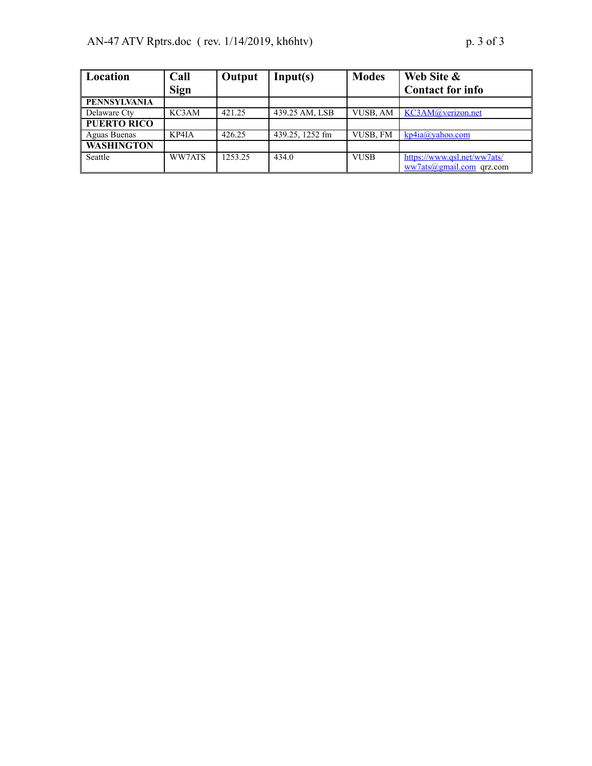| Location | Call Sign | Output | Input(s) | Modes | Web Site & Contact for info |
|---|---|---|---|---|---|
| **PENNSYLVANIA** | | | | | |
| Delaware Cty | KC3AM | 421.25 | 439.25 AM, LSB | VUSB, AM | KC3AM@verizon.net |
| **PUERTO RICO** | | | | | |
| Aguas Buenas | KP4IA | 426.25 | 439.25, 1252 fm | VUSB, FM | kp4ia@yahoo.com |
| **WASHINGTON** | | | | | |
| Seattle | WW7ATS | 1253.25 | 434.0 | VUSB | https://www.qsl.net/ww7ats/ ww7ats@gmail.com qrz.com |